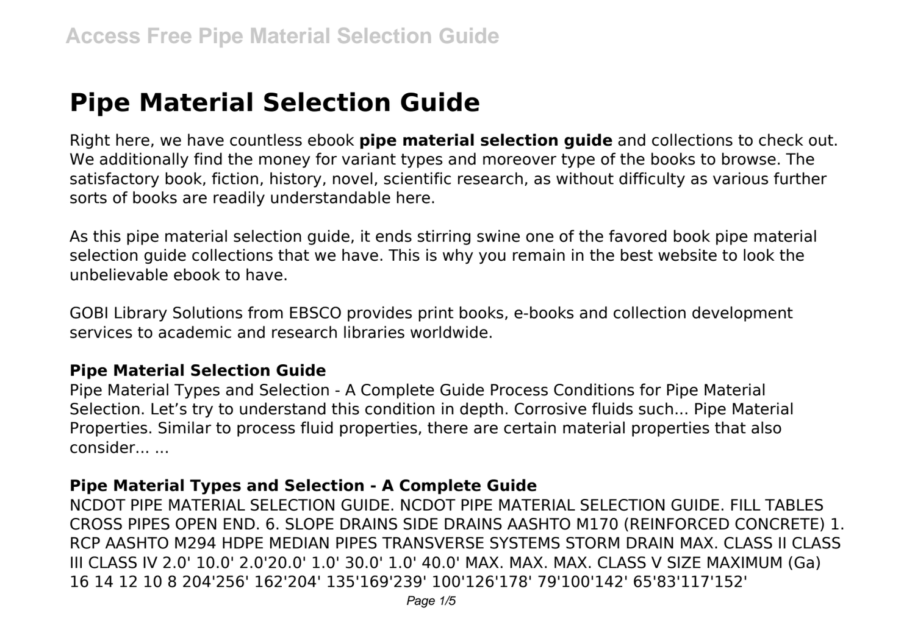# Pipe Material Selection Guide

Right here, we have countless ebook **pipe material selection guide** and collections to check out. We additionally find the money for variant types and moreover type of the books to browse. The satisfactory book, fiction, history, novel, scientific research, as without difficulty as various further sorts of books are readily understandable here.

As this pipe material selection guide, it ends stirring swine one of the favored book pipe material selection guide collections that we have. This is why you remain in the best website to look the unbelievable ebook to have.

GOBI Library Solutions from EBSCO provides print books, e-books and collection development services to academic and research libraries worldwide.

### Pipe Material Selection Guide

Pipe Material Types and Selection - A Complete Guide Process Conditions for Pipe Material Selection. Let's try to understand this condition in depth. Corrosive fluids such... Pipe Material Properties. Similar to process fluid properties, there are certain material properties that also consider... ...

### Pipe Material Types and Selection - A Complete Guide

NCDOT PIPE MATERIAL SELECTION GUIDE. NCDOT PIPE MATERIAL SELECTION GUIDE. FILL TABLES CROSS PIPES OPEN END. 6. SLOPE DRAINS SIDE DRAINS AASHTO M170 (REINFORCED CONCRETE) 1. RCP AASHTO M294 HDPE MEDIAN PIPES TRANSVERSE SYSTEMS STORM DRAIN MAX. CLASS II CLASS III CLASS IV 2.0' 10.0' 2.0'20.0' 1.0' 30.0' 1.0' 40.0' MAX. MAX. MAX. CLASS V SIZE MAXIMUM (Ga) 16 14 12 10 8 204'256' 162'204' 135'169'239' 100'126'178' 79'100'142' 65'83'117'152'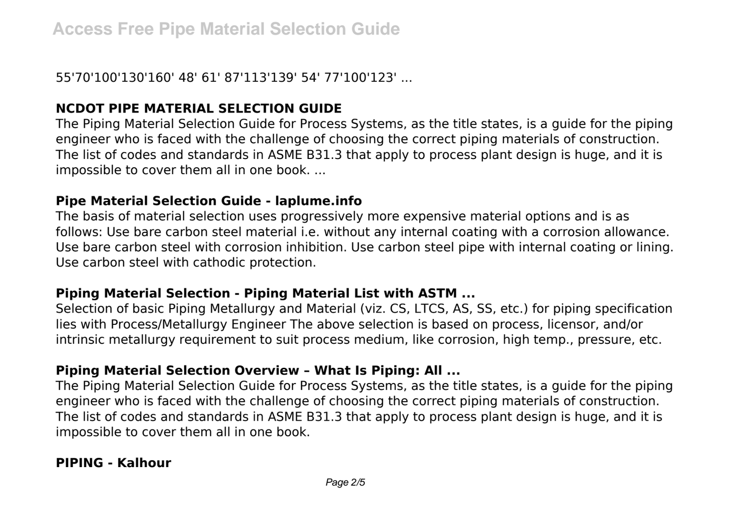55'70'100'130'160' 48' 61' 87'113'139' 54' 77'100'123' ...

## NCDOT PIPE MATERIAL SELECTION GUIDE

The Piping Material Selection Guide for Process Systems, as the title states, is a guide for the piping engineer who is faced with the challenge of choosing the correct piping materials of construction. The list of codes and standards in ASME B31.3 that apply to process plant design is huge, and it is impossible to cover them all in one book. ...

## Pipe Material Selection Guide - laplume.info

The basis of material selection uses progressively more expensive material options and is as follows: Use bare carbon steel material i.e. without any internal coating with a corrosion allowance. Use bare carbon steel with corrosion inhibition. Use carbon steel pipe with internal coating or lining. Use carbon steel with cathodic protection.

## Piping Material Selection - Piping Material List with ASTM ...

Selection of basic Piping Metallurgy and Material (viz. CS, LTCS, AS, SS, etc.) for piping specification lies with Process/Metallurgy Engineer The above selection is based on process, licensor, and/or intrinsic metallurgy requirement to suit process medium, like corrosion, high temp., pressure, etc.

## Piping Material Selection Overview – What Is Piping: All ...

The Piping Material Selection Guide for Process Systems, as the title states, is a guide for the piping engineer who is faced with the challenge of choosing the correct piping materials of construction. The list of codes and standards in ASME B31.3 that apply to process plant design is huge, and it is impossible to cover them all in one book.

## PIPING - Kalhour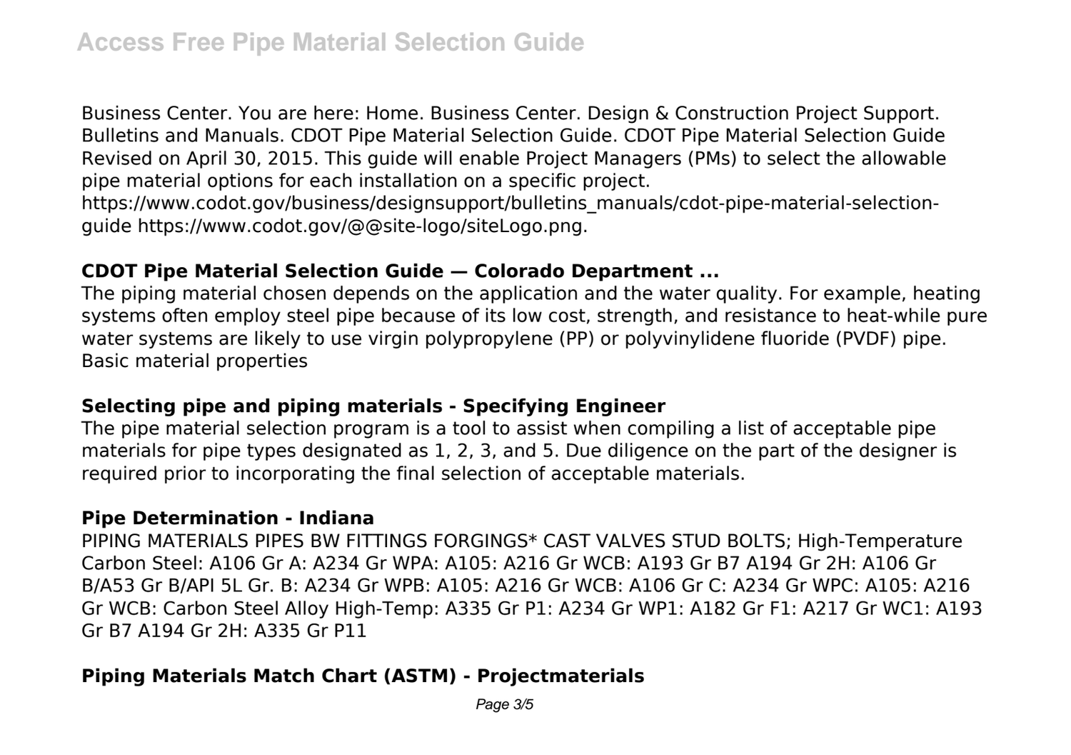Business Center. You are here: Home. Business Center. Design & Construction Project Support. Bulletins and Manuals. CDOT Pipe Material Selection Guide. CDOT Pipe Material Selection Guide Revised on April 30, 2015. This guide will enable Project Managers (PMs) to select the allowable pipe material options for each installation on a specific project. https://www.codot.gov/business/designsupport/bulletins_manuals/cdot-pipe-material-selection-guide https://www.codot.gov/@@site-logo/siteLogo.png.

**CDOT Pipe Material Selection Guide — Colorado Department ...**

The piping material chosen depends on the application and the water quality. For example, heating systems often employ steel pipe because of its low cost, strength, and resistance to heat-while pure water systems are likely to use virgin polypropylene (PP) or polyvinylidene fluoride (PVDF) pipe. Basic material properties

**Selecting pipe and piping materials - Specifying Engineer**

The pipe material selection program is a tool to assist when compiling a list of acceptable pipe materials for pipe types designated as 1, 2, 3, and 5. Due diligence on the part of the designer is required prior to incorporating the final selection of acceptable materials.

**Pipe Determination - Indiana**

PIPING MATERIALS PIPES BW FITTINGS FORGINGS* CAST VALVES STUD BOLTS; High-Temperature Carbon Steel: A106 Gr A: A234 Gr WPA: A105: A216 Gr WCB: A193 Gr B7 A194 Gr 2H: A106 Gr B/A53 Gr B/API 5L Gr. B: A234 Gr WPB: A105: A216 Gr WCB: A106 Gr C: A234 Gr WPC: A105: A216 Gr WCB: Carbon Steel Alloy High-Temp: A335 Gr P1: A234 Gr WP1: A182 Gr F1: A217 Gr WC1: A193 Gr B7 A194 Gr 2H: A335 Gr P11

**Piping Materials Match Chart (ASTM) - Projectmaterials**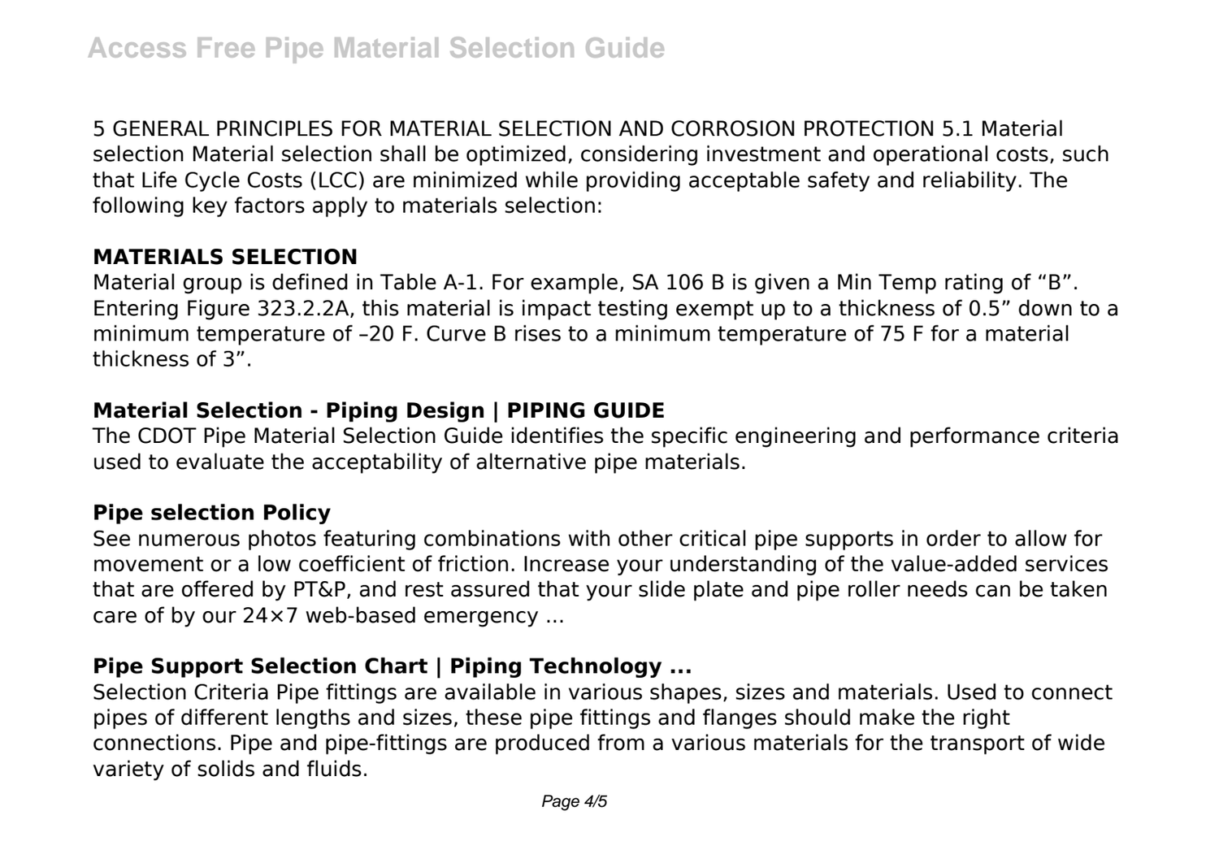5 GENERAL PRINCIPLES FOR MATERIAL SELECTION AND CORROSION PROTECTION 5.1 Material selection Material selection shall be optimized, considering investment and operational costs, such that Life Cycle Costs (LCC) are minimized while providing acceptable safety and reliability. The following key factors apply to materials selection:

**MATERIALS SELECTION**

Material group is defined in Table A-1. For example, SA 106 B is given a Min Temp rating of "B". Entering Figure 323.2.2A, this material is impact testing exempt up to a thickness of 0.5" down to a minimum temperature of –20 F. Curve B rises to a minimum temperature of 75 F for a material thickness of 3".

**Material Selection - Piping Design | PIPING GUIDE**

The CDOT Pipe Material Selection Guide identifies the specific engineering and performance criteria used to evaluate the acceptability of alternative pipe materials.

**Pipe selection Policy**

See numerous photos featuring combinations with other critical pipe supports in order to allow for movement or a low coefficient of friction. Increase your understanding of the value-added services that are offered by PT&P, and rest assured that your slide plate and pipe roller needs can be taken care of by our 24×7 web-based emergency ...

**Pipe Support Selection Chart | Piping Technology ...**

Selection Criteria Pipe fittings are available in various shapes, sizes and materials. Used to connect pipes of different lengths and sizes, these pipe fittings and flanges should make the right connections. Pipe and pipe-fittings are produced from a various materials for the transport of wide variety of solids and fluids.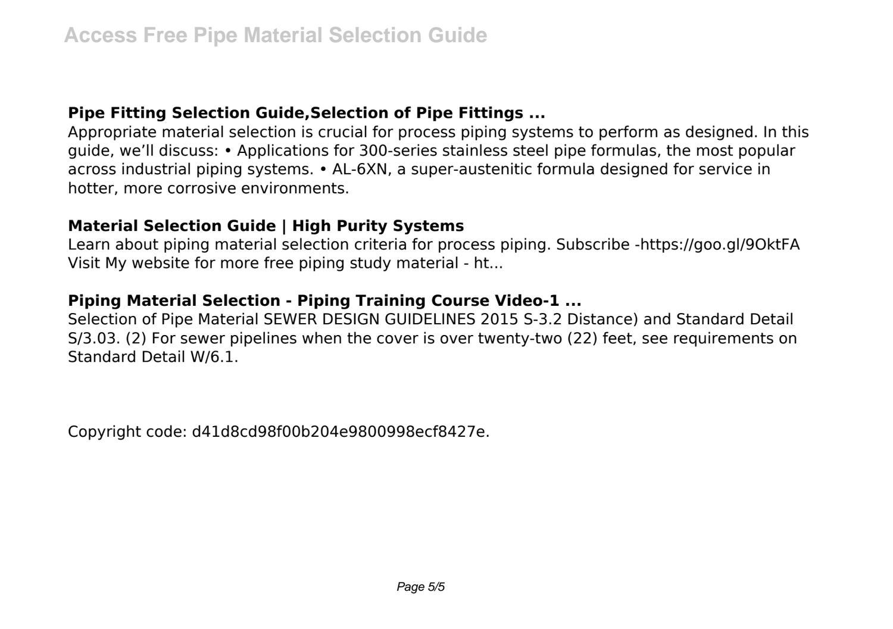**Pipe Fitting Selection Guide,Selection of Pipe Fittings ...**

Appropriate material selection is crucial for process piping systems to perform as designed. In this guide, we'll discuss: • Applications for 300-series stainless steel pipe formulas, the most popular across industrial piping systems. • AL-6XN, a super-austenitic formula designed for service in hotter, more corrosive environments.

**Material Selection Guide | High Purity Systems**

Learn about piping material selection criteria for process piping. Subscribe -https://goo.gl/9OktFA Visit My website for more free piping study material - ht...

**Piping Material Selection - Piping Training Course Video-1 ...**

Selection of Pipe Material SEWER DESIGN GUIDELINES 2015 S-3.2 Distance) and Standard Detail S/3.03. (2) For sewer pipelines when the cover is over twenty-two (22) feet, see requirements on Standard Detail W/6.1.

Copyright code: d41d8cd98f00b204e9800998ecf8427e.